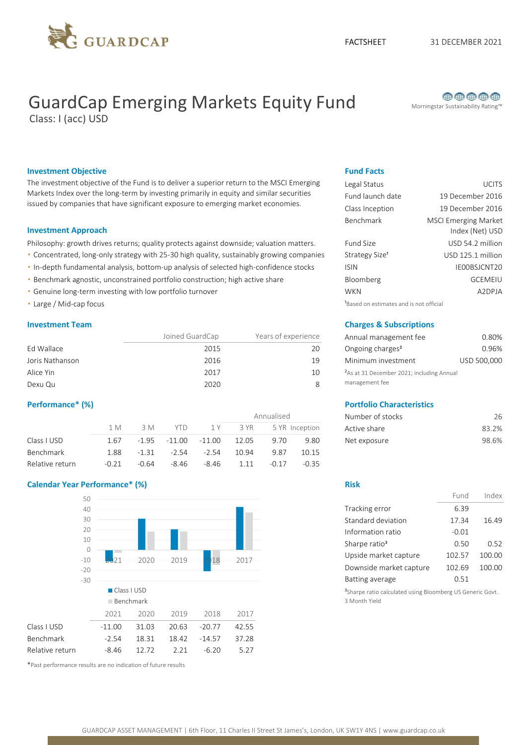FACTSHEET 31 DECEMBER 2021

# GuardCap Emerging Markets Equity Fund

Class: I (acc) USD

Morningstar Sustainability Rating™

## Investment Objective

The investment objective of the Fund is to deliver a superior return to the MSCI Emerging Markets Index over the long-term by investing primarily in equity and similar securities issued by companies that have significant exposure to emerging market economies.

## Investment Approach

Philosophy: growth drives returns; quality protects against downside; valuation matters.

- Concentrated, long-only strategy with 25-30 high quality, sustainably growing companies
- In-depth fundamental analysis, bottom-up analysis of selected high-confidence stocks
- Benchmark agnostic, unconstrained portfolio construction; high active share
- Genuine long-term investing with low portfolio turnover
- Large / Mid-cap focus

## Investment Team

| | Joined GuardCap | Years of experience |
|---|---|---|
| Ed Wallace | 2015 | 20 |
| Joris Nathanson | 2016 | 19 |
| Alice Yin | 2017 | 10 |
| Dexu Qu | 2020 | 8 |

## Performance* (%)

| | | | | | Annualised | | |
|---|---|---|---|---|---|---|---|
| | 1 M | 3 M | YTD | 1 Y | 3 YR | 5 YR | Inception |
| Class I USD | 1.67 | -1.95 | -11.00 | -11.00 | 12.05 | 9.70 | 9.80 |
| Benchmark | 1.88 | -1.31 | -2.54 | -2.54 | 10.94 | 9.87 | 10.15 |
| Relative return | -0.21 | -0.64 | -8.46 | -8.46 | 1.11 | -0.17 | -0.35 |

## Calendar Year Performance* (%)

| | 2021 | 2020 | 2019 | 2018 | 2017 |
|---|---|---|---|---|---|
| Class I USD | -11.00 | 31.03 | 20.63 | -20.77 | 42.55 |
| Benchmark | -2.54 | 18.31 | 18.42 | -14.57 | 37.28 |
| Relative return | -8.46 | 12.72 | 2.21 | -6.20 | 5.27 |

*Past performance results are no indication of future results

## Fund Facts

| | |
|---|---|
| Legal Status | UCITS |
| Fund launch date | 19 December 2016 |
| Class Inception | 19 December 2016 |
| Benchmark | MSCI Emerging Market Index (Net) USD |
| Fund Size | USD 54.2 million |
| Strategy Size[1] | USD 125.1 million |
| ISIN | IE00BSJCNT20 |
| Bloomberg | GCEMEIU |
| WKN | A2DPJA |

[1]Based on estimates and is not official

## Charges & Subscriptions

| | |
|---|---|
| Annual management fee | 0.80% |
| Ongoing charges[2] | 0.96% |
| Minimum investment | USD 500,000 |

[2]As at 31 December 2021; including Annual management fee

## Portfolio Characteristics

| | |
|---|---|
| Number of stocks | 26 |
| Active share | 83.2% |
| Net exposure | 98.6% |

## Risk

| | Fund | Index |
|---|---|---|
| Tracking error | 6.39 | |
| Standard deviation | 17.34 | 16.49 |
| Information ratio | -0.01 | |
| Sharpe ratio[3] | 0.50 | 0.52 |
| Upside market capture | 102.57 | 100.00 |
| Downside market capture | 102.69 | 100.00 |
| Batting average | 0.51 | |

[3]Sharpe ratio calculated using Bloomberg US Generic Govt. 3 Month Yield

GUARDCAP ASSET MANAGEMENT | 6th Floor, 11 Charles II Street St James's, London, UK SW1Y 4NS | www.guardcap.co.uk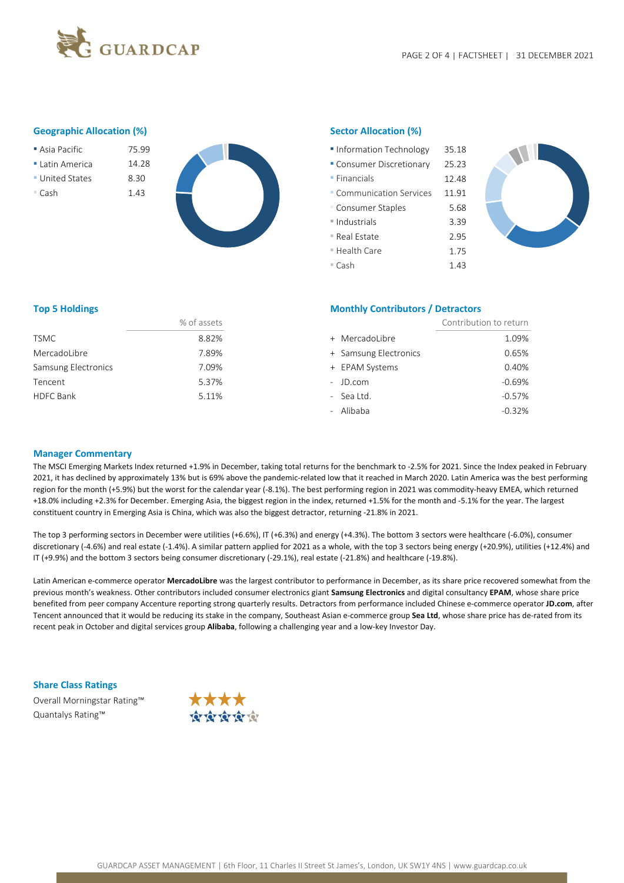## Geographic Allocation (%)

| Region | % |
|---|---|
| Asia Pacific | 75.99 |
| Latin America | 14.28 |
| United States | 8.30 |
| Cash | 1.43 |

## Sector Allocation (%)

| Sector | % |
|---|---|
| Information Technology | 35.18 |
| Consumer Discretionary | 25.23 |
| Financials | 12.48 |
| Communication Services | 11.91 |
| Consumer Staples | 5.68 |
| Industrials | 3.39 |
| Real Estate | 2.95 |
| Health Care | 1.75 |
| Cash | 1.43 |

## Top 5 Holdings

| | % of assets |
|---|---|
| TSMC | 8.82% |
| MercadoLibre | 7.89% |
| Samsung Electronics | 7.09% |
| Tencent | 5.37% |
| HDFC Bank | 5.11% |

## Monthly Contributors / Detractors

| | Contribution to return |
|---|---|
| + MercadoLibre | 1.09% |
| + Samsung Electronics | 0.65% |
| + EPAM Systems | 0.40% |
| - JD.com | -0.69% |
| - Sea Ltd. | -0.57% |
| - Alibaba | -0.32% |

## Manager Commentary

The MSCI Emerging Markets Index returned +1.9% in December, taking total returns for the benchmark to -2.5% for 2021. Since the Index peaked in February 2021, it has declined by approximately 13% but is 69% above the pandemic-related low that it reached in March 2020. Latin America was the best performing region for the month (+5.9%) but the worst for the calendar year (-8.1%). The best performing region in 2021 was commodity-heavy EMEA, which returned +18.0% including +2.3% for December. Emerging Asia, the biggest region in the index, returned +1.5% for the month and -5.1% for the year. The largest constituent country in Emerging Asia is China, which was also the biggest detractor, returning -21.8% in 2021.

The top 3 performing sectors in December were utilities (+6.6%), IT (+6.3%) and energy (+4.3%). The bottom 3 sectors were healthcare (-6.0%), consumer discretionary (-4.6%) and real estate (-1.4%). A similar pattern applied for 2021 as a whole, with the top 3 sectors being energy (+20.9%), utilities (+12.4%) and IT (+9.9%) and the bottom 3 sectors being consumer discretionary (-29.1%), real estate (-21.8%) and healthcare (-19.8%).

Latin American e-commerce operator **MercadoLibre** was the largest contributor to performance in December, as its share price recovered somewhat from the previous month's weakness. Other contributors included consumer electronics giant **Samsung Electronics** and digital consultancy **EPAM**, whose share price benefited from peer company Accenture reporting strong quarterly results. Detractors from performance included Chinese e-commerce operator **JD.com**, after Tencent announced that it would be reducing its stake in the company, Southeast Asian e-commerce group **Sea Ltd**, whose share price has de-rated from its recent peak in October and digital services group **Alibaba**, following a challenging year and a low-key Investor Day.

## Share Class Ratings

Overall Morningstar Rating™ ★★★★

Quantalys Rating™ ★★★★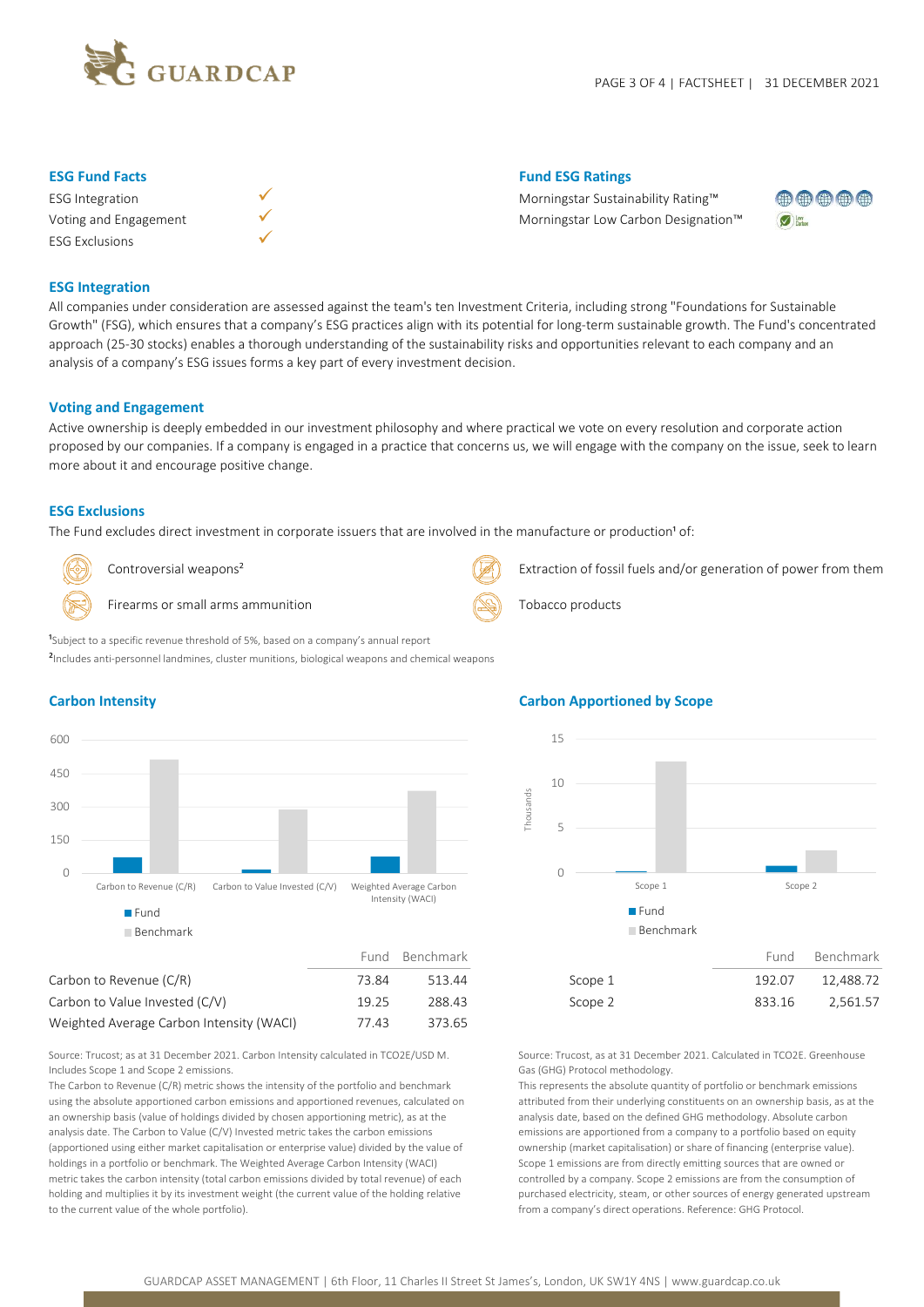## ESG Fund Facts

| | |
|---|---|
| ESG Integration | ✓ |
| Voting and Engagement | ✓ |
| ESG Exclusions | ✓ |

## Fund ESG Ratings

Morningstar Sustainability Rating™

Morningstar Low Carbon Designation™

## ESG Integration

All companies under consideration are assessed against the team's ten Investment Criteria, including strong "Foundations for Sustainable Growth" (FSG), which ensures that a company's ESG practices align with its potential for long-term sustainable growth. The Fund's concentrated approach (25-30 stocks) enables a thorough understanding of the sustainability risks and opportunities relevant to each company and an analysis of a company's ESG issues forms a key part of every investment decision.

## Voting and Engagement

Active ownership is deeply embedded in our investment philosophy and where practical we vote on every resolution and corporate action proposed by our companies. If a company is engaged in a practice that concerns us, we will engage with the company on the issue, seek to learn more about it and encourage positive change.

## ESG Exclusions

The Fund excludes direct investment in corporate issuers that are involved in the manufacture or production[1] of:

- Controversial weapons[2]
- Firearms or small arms ammunition
- Extraction of fossil fuels and/or generation of power from them
- Tobacco products

[1]Subject to a specific revenue threshold of 5%, based on a company's annual report

[2]Includes anti-personnel landmines, cluster munitions, biological weapons and chemical weapons

## Carbon Intensity

| | Fund | Benchmark |
|---|---|---|
| Carbon to Revenue (C/R) | 73.84 | 513.44 |
| Carbon to Value Invested (C/V) | 19.25 | 288.43 |
| Weighted Average Carbon Intensity (WACI) | 77.43 | 373.65 |

Source: Trucost; as at 31 December 2021. Carbon Intensity calculated in TCO2E/USD M. Includes Scope 1 and Scope 2 emissions.

The Carbon to Revenue (C/R) metric shows the intensity of the portfolio and benchmark using the absolute apportioned carbon emissions and apportioned revenues, calculated on an ownership basis (value of holdings divided by chosen apportioning metric), as at the analysis date. The Carbon to Value (C/V) Invested metric takes the carbon emissions (apportioned using either market capitalisation or enterprise value) divided by the value of holdings in a portfolio or benchmark. The Weighted Average Carbon Intensity (WACI) metric takes the carbon intensity (total carbon emissions divided by total revenue) of each holding and multiplies it by its investment weight (the current value of the holding relative to the current value of the whole portfolio).

## Carbon Apportioned by Scope

| | Fund | Benchmark |
|---|---|---|
| Scope 1 | 192.07 | 12,488.72 |
| Scope 2 | 833.16 | 2,561.57 |

Source: Trucost, as at 31 December 2021. Calculated in TCO2E. Greenhouse Gas (GHG) Protocol methodology.

This represents the absolute quantity of portfolio or benchmark emissions attributed from their underlying constituents on an ownership basis, as at the analysis date, based on the defined GHG methodology. Absolute carbon emissions are apportioned from a company to a portfolio based on equity ownership (market capitalisation) or share of financing (enterprise value). Scope 1 emissions are from directly emitting sources that are owned or controlled by a company. Scope 2 emissions are from the consumption of purchased electricity, steam, or other sources of energy generated upstream from a company's direct operations. Reference: GHG Protocol.

GUARDCAP ASSET MANAGEMENT | 6th Floor, 11 Charles II Street St James's, London, UK SW1Y 4NS | www.guardcap.co.uk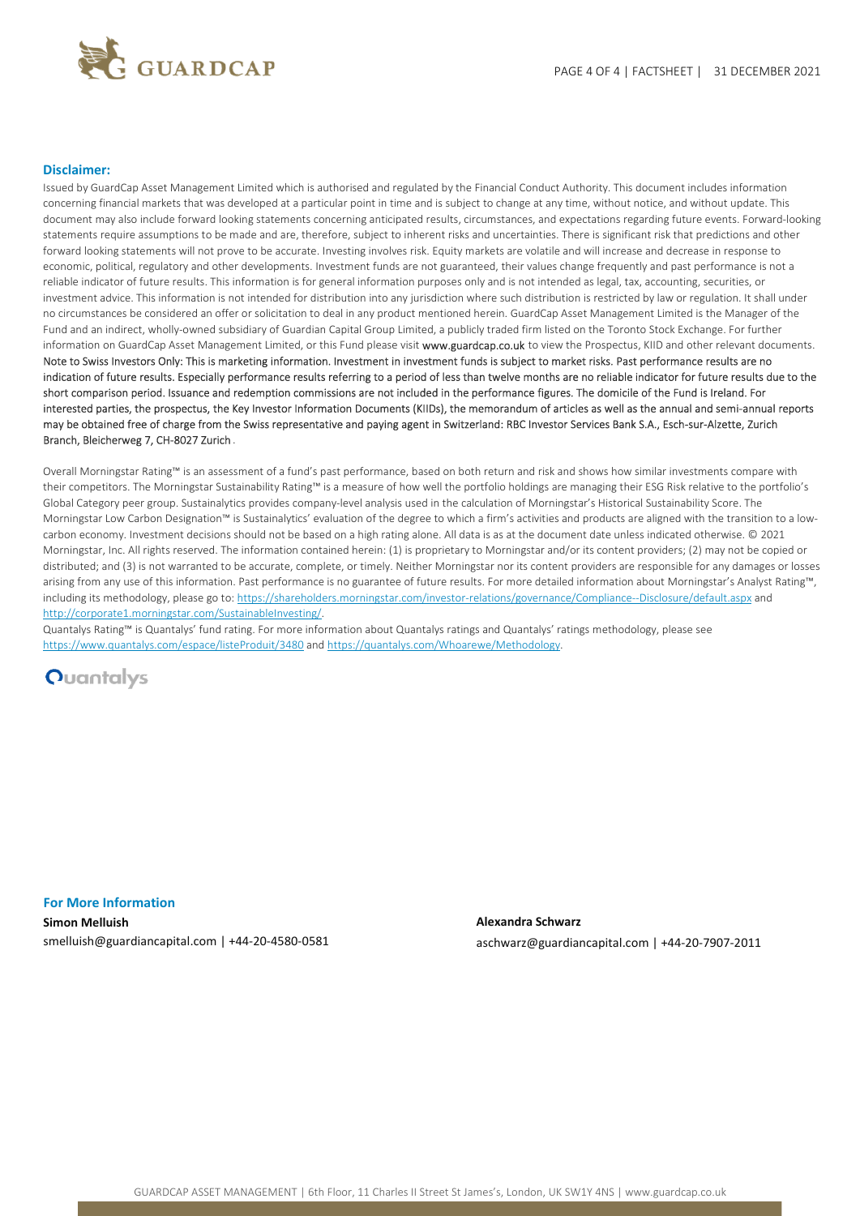## Disclaimer:

Issued by GuardCap Asset Management Limited which is authorised and regulated by the Financial Conduct Authority. This document includes information concerning financial markets that was developed at a particular point in time and is subject to change at any time, without notice, and without update. This document may also include forward looking statements concerning anticipated results, circumstances, and expectations regarding future events. Forward-looking statements require assumptions to be made and are, therefore, subject to inherent risks and uncertainties. There is significant risk that predictions and other forward looking statements will not prove to be accurate. Investing involves risk. Equity markets are volatile and will increase and decrease in response to economic, political, regulatory and other developments. Investment funds are not guaranteed, their values change frequently and past performance is not a reliable indicator of future results. This information is for general information purposes only and is not intended as legal, tax, accounting, securities, or investment advice. This information is not intended for distribution into any jurisdiction where such distribution is restricted by law or regulation. It shall under no circumstances be considered an offer or solicitation to deal in any product mentioned herein. GuardCap Asset Management Limited is the Manager of the Fund and an indirect, wholly-owned subsidiary of Guardian Capital Group Limited, a publicly traded firm listed on the Toronto Stock Exchange. For further information on GuardCap Asset Management Limited, or this Fund please visit www.guardcap.co.uk to view the Prospectus, KIID and other relevant documents. Note to Swiss Investors Only: This is marketing information. Investment in investment funds is subject to market risks. Past performance results are no indication of future results. Especially performance results referring to a period of less than twelve months are no reliable indicator for future results due to the short comparison period. Issuance and redemption commissions are not included in the performance figures. The domicile of the Fund is Ireland. For interested parties, the prospectus, the Key Investor Information Documents (KIIDs), the memorandum of articles as well as the annual and semi-annual reports may be obtained free of charge from the Swiss representative and paying agent in Switzerland: RBC Investor Services Bank S.A., Esch-sur-Alzette, Zurich Branch, Bleicherweg 7, CH-8027 Zurich.

Overall Morningstar Rating™ is an assessment of a fund's past performance, based on both return and risk and shows how similar investments compare with their competitors. The Morningstar Sustainability Rating™ is a measure of how well the portfolio holdings are managing their ESG Risk relative to the portfolio's Global Category peer group. Sustainalytics provides company-level analysis used in the calculation of Morningstar's Historical Sustainability Score. The Morningstar Low Carbon Designation™ is Sustainalytics' evaluation of the degree to which a firm's activities and products are aligned with the transition to a low-carbon economy. Investment decisions should not be based on a high rating alone. All data is as at the document date unless indicated otherwise. © 2021 Morningstar, Inc. All rights reserved. The information contained herein: (1) is proprietary to Morningstar and/or its content providers; (2) may not be copied or distributed; and (3) is not warranted to be accurate, complete, or timely. Neither Morningstar nor its content providers are responsible for any damages or losses arising from any use of this information. Past performance is no guarantee of future results. For more detailed information about Morningstar's Analyst Rating™, including its methodology, please go to: https://shareholders.morningstar.com/investor-relations/governance/Compliance--Disclosure/default.aspx and http://corporate1.morningstar.com/SustainableInvesting/.

Quantalys Rating™ is Quantalys' fund rating. For more information about Quantalys ratings and Quantalys' ratings methodology, please see https://www.quantalys.com/espace/listeProduit/3480 and https://quantalys.com/Whoarewe/Methodology.

Quantalys

## For More Information

**Simon Melluish**
smelluish@guardiancapital.com | +44-20-4580-0581

**Alexandra Schwarz**
aschwarz@guardiancapital.com | +44-20-7907-2011

GUARDCAP ASSET MANAGEMENT | 6th Floor, 11 Charles II Street St James's, London, UK SW1Y 4NS | www.guardcap.co.uk